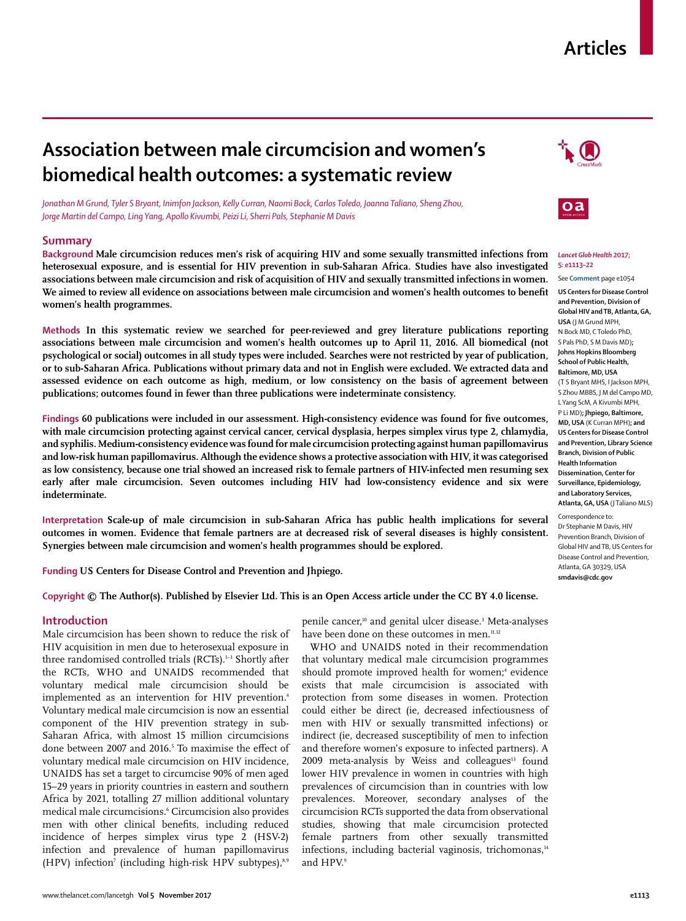Articles

# Association between male circumcision and women's biomedical health outcomes: a systematic review

*Jonathan M Grund, Tyler S Bryant, Inimfon Jackson, Kelly Curran, Naomi Bock, Carlos Toledo, Joanna Taliano, Sheng Zhou, Jorge Martin del Campo, Ling Yang, Apollo Kivumbi, Peizi Li, Sherri Pals, Stephanie M Davis*

## Summary

**Background** **Male circumcision reduces men's risk of acquiring HIV and some sexually transmitted infections from heterosexual exposure, and is essential for HIV prevention in sub-Saharan Africa. Studies have also investigated associations between male circumcision and risk of acquisition of HIV and sexually transmitted infections in women. We aimed to review all evidence on associations between male circumcision and women's health outcomes to benefit women's health programmes.**

**Methods** **In this systematic review we searched for peer-reviewed and grey literature publications reporting associations between male circumcision and women's health outcomes up to April 11, 2016. All biomedical (not psychological or social) outcomes in all study types were included. Searches were not restricted by year of publication, or to sub-Saharan Africa. Publications without primary data and not in English were excluded. We extracted data and assessed evidence on each outcome as high, medium, or low consistency on the basis of agreement between publications; outcomes found in fewer than three publications were indeterminate consistency.**

**Findings** **60 publications were included in our assessment. High-consistency evidence was found for five outcomes, with male circumcision protecting against cervical cancer, cervical dysplasia, herpes simplex virus type 2, chlamydia, and syphilis. Medium-consistency evidence was found for male circumcision protecting against human papillomavirus and low-risk human papillomavirus. Although the evidence shows a protective association with HIV, it was categorised as low consistency, because one trial showed an increased risk to female partners of HIV-infected men resuming sex early after male circumcision. Seven outcomes including HIV had low-consistency evidence and six were indeterminate.**

**Interpretation** **Scale-up of male circumcision in sub-Saharan Africa has public health implications for several outcomes in women. Evidence that female partners are at decreased risk of several diseases is highly consistent. Synergies between male circumcision and women's health programmes should be explored.**

**Funding** **US Centers for Disease Control and Prevention and Jhpiego.**

**Copyright** **© The Author(s). Published by Elsevier Ltd. This is an Open Access article under the CC BY 4.0 license.**

*Lancet Glob Health* 2017; 5: e1113–22

See **Comment** page e1054

**US Centers for Disease Control and Prevention, Division of Global HIV and TB, Atlanta, GA, USA** (J M Grund MPH, N Bock MD, C Toledo PhD, S Pals PhD, S M Davis MD)**; Johns Hopkins Bloomberg School of Public Health, Baltimore, MD, USA** (T S Bryant MHS, I Jackson MPH, S Zhou MBBS, J M del Campo MD, L Yang ScM, A Kivumbi MPH, P Li MD)**; Jhpiego, Baltimore, MD, USA** (K Curran MPH)**; and US Centers for Disease Control and Prevention, Library Science Branch, Division of Public Health Information Dissemination, Center for Surveillance, Epidemiology, and Laboratory Services, Atlanta, GA, USA** (J Taliano MLS)

Correspondence to: Dr Stephanie M Davis, HIV Prevention Branch, Division of Global HIV and TB, US Centers for Disease Control and Prevention, Atlanta, GA 30329, USA **smdavis@cdc.gov**

## Introduction

Male circumcision has been shown to reduce the risk of HIV acquisition in men due to heterosexual exposure in three randomised controlled trials (RCTs).[1–3] Shortly after the RCTs, WHO and UNAIDS recommended that voluntary medical male circumcision should be implemented as an intervention for HIV prevention.[4] Voluntary medical male circumcision is now an essential component of the HIV prevention strategy in sub-Saharan Africa, with almost 15 million circumcisions done between 2007 and 2016.[5] To maximise the effect of voluntary medical male circumcision on HIV incidence, UNAIDS has set a target to circumcise 90% of men aged 15–29 years in priority countries in eastern and southern Africa by 2021, totalling 27 million additional voluntary medical male circumcisions.[6] Circumcision also provides men with other clinical benefits, including reduced incidence of herpes simplex virus type 2 (HSV-2) infection and prevalence of human papillomavirus (HPV) infection[7] (including high-risk HPV subtypes),[8,9] penile cancer,[10] and genital ulcer disease.[3] Meta-analyses have been done on these outcomes in men.[11,12]

WHO and UNAIDS noted in their recommendation that voluntary medical male circumcision programmes should promote improved health for women;[4] evidence exists that male circumcision is associated with protection from some diseases in women. Protection could either be direct (ie, decreased infectiousness of men with HIV or sexually transmitted infections) or indirect (ie, decreased susceptibility of men to infection and therefore women's exposure to infected partners). A 2009 meta-analysis by Weiss and colleagues[13] found lower HIV prevalence in women in countries with high prevalences of circumcision than in countries with low prevalences. Moreover, secondary analyses of the circumcision RCTs supported the data from observational studies, showing that male circumcision protected female partners from other sexually transmitted infections, including bacterial vaginosis, trichomonas,[14] and HPV.[9]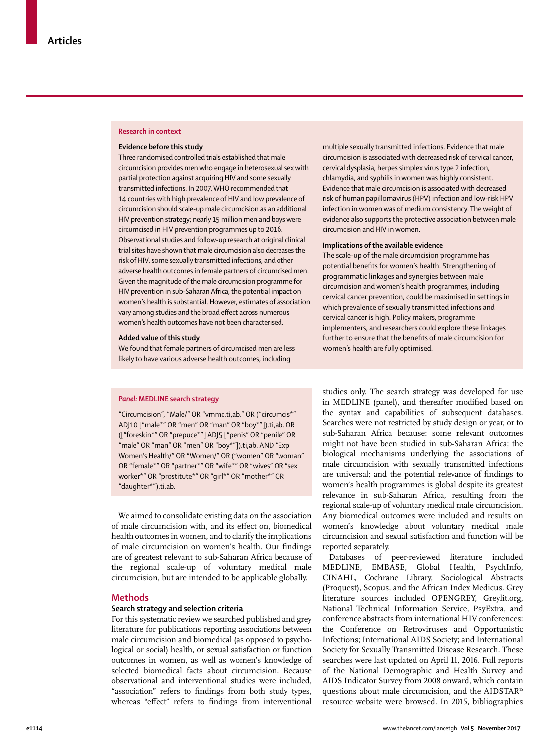## Research in context

### Evidence before this study

Three randomised controlled trials established that male circumcision provides men who engage in heterosexual sex with partial protection against acquiring HIV and some sexually transmitted infections. In 2007, WHO recommended that 14 countries with high prevalence of HIV and low prevalence of circumcision should scale-up male circumcision as an additional HIV prevention strategy; nearly 15 million men and boys were circumcised in HIV prevention programmes up to 2016. Observational studies and follow-up research at original clinical trial sites have shown that male circumcision also decreases the risk of HIV, some sexually transmitted infections, and other adverse health outcomes in female partners of circumcised men. Given the magnitude of the male circumcision programme for HIV prevention in sub-Saharan Africa, the potential impact on women's health is substantial. However, estimates of association vary among studies and the broad effect across numerous women's health outcomes have not been characterised.

### Added value of this study

We found that female partners of circumcised men are less likely to have various adverse health outcomes, including multiple sexually transmitted infections. Evidence that male circumcision is associated with decreased risk of cervical cancer, cervical dysplasia, herpes simplex virus type 2 infection, chlamydia, and syphilis in women was highly consistent. Evidence that male circumcision is associated with decreased risk of human papillomavirus (HPV) infection and low-risk HPV infection in women was of medium consistency. The weight of evidence also supports the protective association between male circumcision and HIV in women.

### Implications of the available evidence

The scale-up of the male circumcision programme has potential benefits for women's health. Strengthening of programmatic linkages and synergies between male circumcision and women's health programmes, including cervical cancer prevention, could be maximised in settings in which prevalence of sexually transmitted infections and cervical cancer is high. Policy makers, programme implementers, and researchers could explore these linkages further to ensure that the benefits of male circumcision for women's health are fully optimised.

---

**_Panel:_ MEDLINE search strategy**

"Circumcision", "Male/" OR "vmmc.ti,ab." OR ("circumcis*" ADJ10 ["male*" OR "men" OR "man" OR "boy*"]).ti,ab. OR (["foreskin*" OR "prepuce*"] ADJ5 ["penis" OR "penile" OR "male" OR "man" OR "men" OR "boy*"]).ti,ab. AND "Exp Women's Health/" OR "Women/" OR ("women" OR "woman" OR "female*" OR "partner*" OR "wife*" OR "wives" OR "sex worker*" OR "prostitute*" OR "girl*" OR "mother*" OR "daughter*").ti,ab.

---

We aimed to consolidate existing data on the association of male circumcision with, and its effect on, biomedical health outcomes in women, and to clarify the implications of male circumcision on women's health. Our findings are of greatest relevant to sub-Saharan Africa because of the regional scale-up of voluntary medical male circumcision, but are intended to be applicable globally.

## Methods

### Search strategy and selection criteria

For this systematic review we searched published and grey literature for publications reporting associations between male circumcision and biomedical (as opposed to psychological or social) health, or sexual satisfaction or function outcomes in women, as well as women's knowledge of selected biomedical facts about circumcision. Because observational and interventional studies were included, "association" refers to findings from both study types, whereas "effect" refers to findings from interventional studies only. The search strategy was developed for use in MEDLINE (panel), and thereafter modified based on the syntax and capabilities of subsequent databases. Searches were not restricted by study design or year, or to sub-Saharan Africa because: some relevant outcomes might not have been studied in sub-Saharan Africa; the biological mechanisms underlying the associations of male circumcision with sexually transmitted infections are universal; and the potential relevance of findings to women's health programmes is global despite its greatest relevance in sub-Saharan Africa, resulting from the regional scale-up of voluntary medical male circumcision. Any biomedical outcomes were included and results on women's knowledge about voluntary medical male circumcision and sexual satisfaction and function will be reported separately.

Databases of peer-reviewed literature included MEDLINE, EMBASE, Global Health, PsychInfo, CINAHL, Cochrane Library, Sociological Abstracts (Proquest), Scopus, and the African Index Medicus. Grey literature sources included OPENGREY, Greylit.org, National Technical Information Service, PsyExtra, and conference abstracts from international HIV conferences: the Conference on Retroviruses and Opportunistic Infections; International AIDS Society; and International Society for Sexually Transmitted Disease Research. These searches were last updated on April 11, 2016. Full reports of the National Demographic and Health Survey and AIDS Indicator Survey from 2008 onward, which contain questions about male circumcision, and the AIDSTAR[15] resource website were browsed. In 2015, bibliographies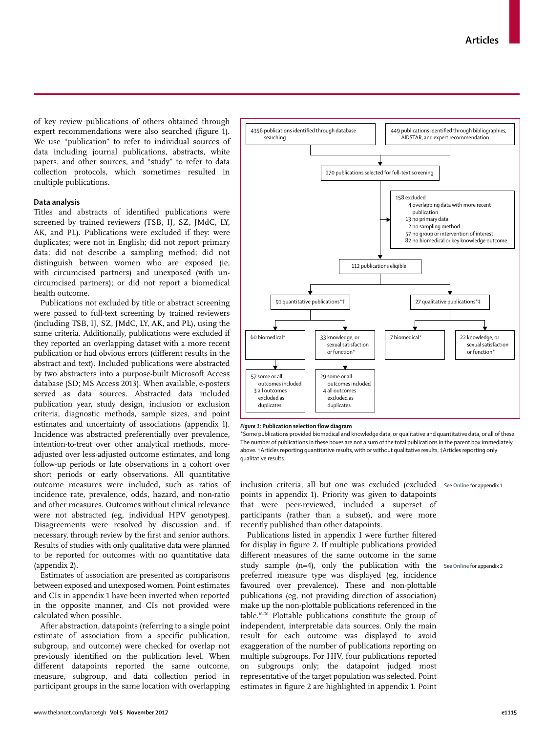of key review publications of others obtained through expert recommendations were also searched (figure 1). We use "publication" to refer to individual sources of data including journal publications, abstracts, white papers, and other sources, and "study" to refer to data collection protocols, which sometimes resulted in multiple publications.

### Data analysis

Titles and abstracts of identified publications were screened by trained reviewers (TSB, IJ, SZ, JMdC, LY, AK, and PL). Publications were excluded if they: were duplicates; were not in English; did not report primary data; did not describe a sampling method; did not distinguish between women who are exposed (ie, with circumcised partners) and unexposed (with uncircumcised partners); or did not report a biomedical health outcome.

Publications not excluded by title or abstract screening were passed to full-text screening by trained reviewers (including TSB, IJ, SZ, JMdC, LY, AK, and PL), using the same criteria. Additionally, publications were excluded if they reported an overlapping dataset with a more recent publication or had obvious errors (different results in the abstract and text). Included publications were abstracted by two abstracters into a purpose-built Microsoft Access database (SD; MS Access 2013). When available, e-posters served as data sources. Abstracted data included publication year, study design, inclusion or exclusion criteria, diagnostic methods, sample sizes, and point estimates and uncertainty of associations (appendix 1). Incidence was abstracted preferentially over prevalence, intention-to-treat over other analytical methods, more-adjusted over less-adjusted outcome estimates, and long follow-up periods or late observations in a cohort over short periods or early observations. All quantitative outcome measures were included, such as ratios of incidence rate, prevalence, odds, hazard, and non-ratio and other measures. Outcomes without clinical relevance were not abstracted (eg, individual HPV genotypes). Disagreements were resolved by discussion and, if necessary, through review by the first and senior authors. Results of studies with only qualitative data were planned to be reported for outcomes with no quantitative data (appendix 2).

Estimates of association are presented as comparisons between exposed and unexposed women. Point estimates and CIs in appendix 1 have been inverted when reported in the opposite manner, and CIs not provided were calculated when possible.

After abstraction, datapoints (referring to a single point estimate of association from a specific publication, subgroup, and outcome) were checked for overlap not previously identified on the publication level. When different datapoints reported the same outcome, measure, subgroup, and data collection period in participant groups in the same location with overlapping inclusion criteria, all but one was excluded (excluded points in appendix 1). Priority was given to datapoints that were peer-reviewed, included a superset of participants (rather than a subset), and were more recently published than other datapoints.

Publications listed in appendix 1 were further filtered for display in figure 2. If multiple publications provided different measures of the same outcome in the same study sample (n=4), only the publication with the preferred measure type was displayed (eg, incidence favoured over prevalence). These and non-plottable publications (eg, not providing direction of association) make up the non-plottable publications referenced in the table.[16–70] Plottable publications constitute the group of independent, interpretable data sources. Only the main result for each outcome was displayed to avoid exaggeration of the number of publications reporting on multiple subgroups. For HIV, four publications reported on subgroups only; the datapoint judged most representative of the target population was selected. Point estimates in figure 2 are highlighted in appendix 1. Point

See Online for appendix 1

See Online for appendix 2

4356 publications identified through database searching

449 publications identified through bibliographies, AIDSTAR, and expert recommendation

270 publications selected for full-text screening

158 excluded
- 4 overlapping data with more recent publication
- 13 no primary data
- 2 no sampling method
- 57 no group or intervention of interest
- 82 no biomedical or key knowledge outcome

112 publications eligible

91 quantitative publications*†
- 60 biomedical*
  - 57 some or all outcomes included
  - 3 all outcomes excluded as duplicates
- 33 knowledge, or sexual satisfaction or function*
  - 29 some or all outcomes included
  - 4 all outcomes excluded as duplicates

27 qualitative publications*‡
- 7 biomedical*
- 22 knowledge, or sexual satisfaction or function*

*Figure 1:* **Publication selection flow diagram**

*Some publications provided biomedical and knowledge data, or qualitative and quantitative data, or all of these. The number of publications in these boxes are not a sum of the total publications in the parent box immediately above. †Articles reporting quantitative results, with or without qualitative results. ‡Articles reporting only qualitative results.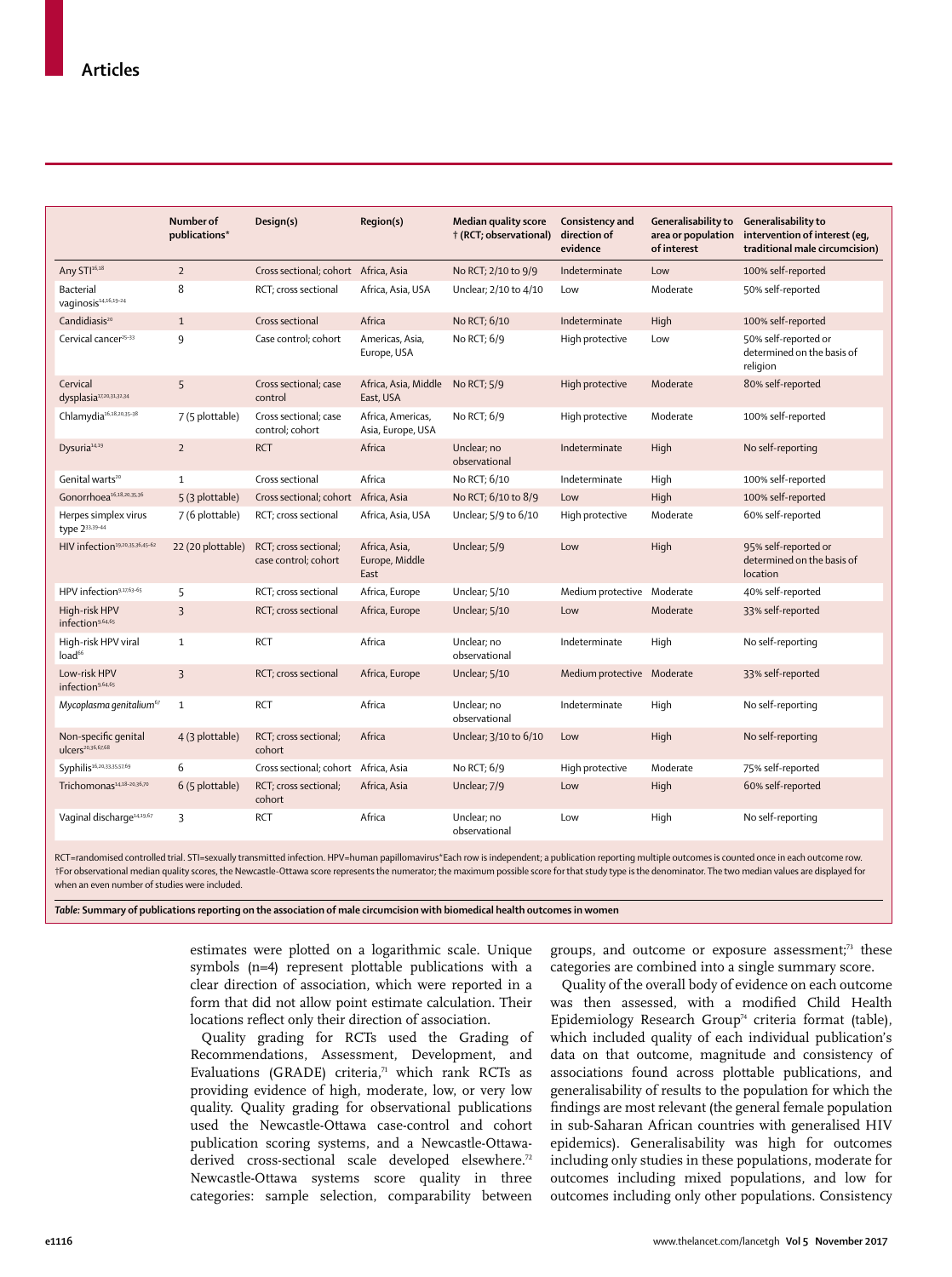| | Number of publications* | Design(s) | Region(s) | Median quality score † (RCT; observational) | Consistency and direction of evidence | Generalisability to area or population of interest | Generalisability to intervention of interest (eg, traditional male circumcision) |
|---|---|---|---|---|---|---|---|
| Any STI[16,18] | 2 | Cross sectional; cohort | Africa, Asia | No RCT; 2/10 to 9/9 | Indeterminate | Low | 100% self-reported |
| Bacterial vaginosis[14,16,19–24] | 8 | RCT; cross sectional | Africa, Asia, USA | Unclear; 2/10 to 4/10 | Low | Moderate | 50% self-reported |
| Candidiasis[20] | 1 | Cross sectional | Africa | No RCT; 6/10 | Indeterminate | High | 100% self-reported |
| Cervical cancer[25–33] | 9 | Case control; cohort | Americas, Asia, Europe, USA | No RCT; 6/9 | High protective | Low | 50% self-reported or determined on the basis of religion |
| Cervical dysplasia[17,20,31,32,34] | 5 | Cross sectional; case control | Africa, Asia, Middle East, USA | No RCT; 5/9 | High protective | Moderate | 80% self-reported |
| Chlamydia[16,18,20,35–38] | 7 (5 plottable) | Cross sectional; case control; cohort | Africa, Americas, Asia, Europe, USA | No RCT; 6/9 | High protective | Moderate | 100% self-reported |
| Dysuria[14,19] | 2 | RCT | Africa | Unclear; no observational | Indeterminate | High | No self-reporting |
| Genital warts[20] | 1 | Cross sectional | Africa | No RCT; 6/10 | Indeterminate | High | 100% self-reported |
| Gonorrhoea[16,18,20,35,36] | 5 (3 plottable) | Cross sectional; cohort | Africa, Asia | No RCT; 6/10 to 8/9 | Low | High | 100% self-reported |
| Herpes simplex virus type 2[33,39–44] | 7 (6 plottable) | RCT; cross sectional | Africa, Asia, USA | Unclear; 5/9 to 6/10 | High protective | Moderate | 60% self-reported |
| HIV infection[19,20,35,36,45–62] | 22 (20 plottable) | RCT; cross sectional; case control; cohort | Africa, Asia, Europe, Middle East | Unclear; 5/9 | Low | High | 95% self-reported or determined on the basis of location |
| HPV infection[9,17,63–65] | 5 | RCT; cross sectional | Africa, Europe | Unclear; 5/10 | Medium protective | Moderate | 40% self-reported |
| High-risk HPV infection[9,64,65] | 3 | RCT; cross sectional | Africa, Europe | Unclear; 5/10 | Low | Moderate | 33% self-reported |
| High-risk HPV viral load[66] | 1 | RCT | Africa | Unclear; no observational | Indeterminate | High | No self-reporting |
| Low-risk HPV infection[9,64,65] | 3 | RCT; cross sectional | Africa, Europe | Unclear; 5/10 | Medium protective | Moderate | 33% self-reported |
| *Mycoplasma genitalium*[67] | 1 | RCT | Africa | Unclear; no observational | Indeterminate | High | No self-reporting |
| Non-specific genital ulcers[20,36,67,68] | 4 (3 plottable) | RCT; cross sectional; cohort | Africa | Unclear; 3/10 to 6/10 | Low | High | No self-reporting |
| Syphilis[16,20,33,35,57,69] | 6 | Cross sectional; cohort | Africa, Asia | No RCT; 6/9 | High protective | Moderate | 75% self-reported |
| Trichomonas[14,18–20,36,70] | 6 (5 plottable) | RCT; cross sectional; cohort | Africa, Asia | Unclear; 7/9 | Low | High | 60% self-reported |
| Vaginal discharge[14,19,67] | 3 | RCT | Africa | Unclear; no observational | Low | High | No self-reporting |

RCT=randomised controlled trial. STI=sexually transmitted infection. HPV=human papillomavirus*Each row is independent; a publication reporting multiple outcomes is counted once in each outcome row. †For observational median quality scores, the Newcastle-Ottawa score represents the numerator; the maximum possible score for that study type is the denominator. The two median values are displayed for when an even number of studies were included.

***Table:*** **Summary of publications reporting on the association of male circumcision with biomedical health outcomes in women**

estimates were plotted on a logarithmic scale. Unique symbols (n=4) represent plottable publications with a clear direction of association, which were reported in a form that did not allow point estimate calculation. Their locations reflect only their direction of association.

Quality grading for RCTs used the Grading of Recommendations, Assessment, Development, and Evaluations (GRADE) criteria,[71] which rank RCTs as providing evidence of high, moderate, low, or very low quality. Quality grading for observational publications used the Newcastle-Ottawa case-control and cohort publication scoring systems, and a Newcastle-Ottawa-derived cross-sectional scale developed elsewhere.[72] Newcastle-Ottawa systems score quality in three categories: sample selection, comparability between groups, and outcome or exposure assessment;[73] these categories are combined into a single summary score.

Quality of the overall body of evidence on each outcome was then assessed, with a modified Child Health Epidemiology Research Group[74] criteria format (table), which included quality of each individual publication's data on that outcome, magnitude and consistency of associations found across plottable publications, and generalisability of results to the population for which the findings are most relevant (the general female population in sub-Saharan African countries with generalised HIV epidemics). Generalisability was high for outcomes including only studies in these populations, moderate for outcomes including mixed populations, and low for outcomes including only other populations. Consistency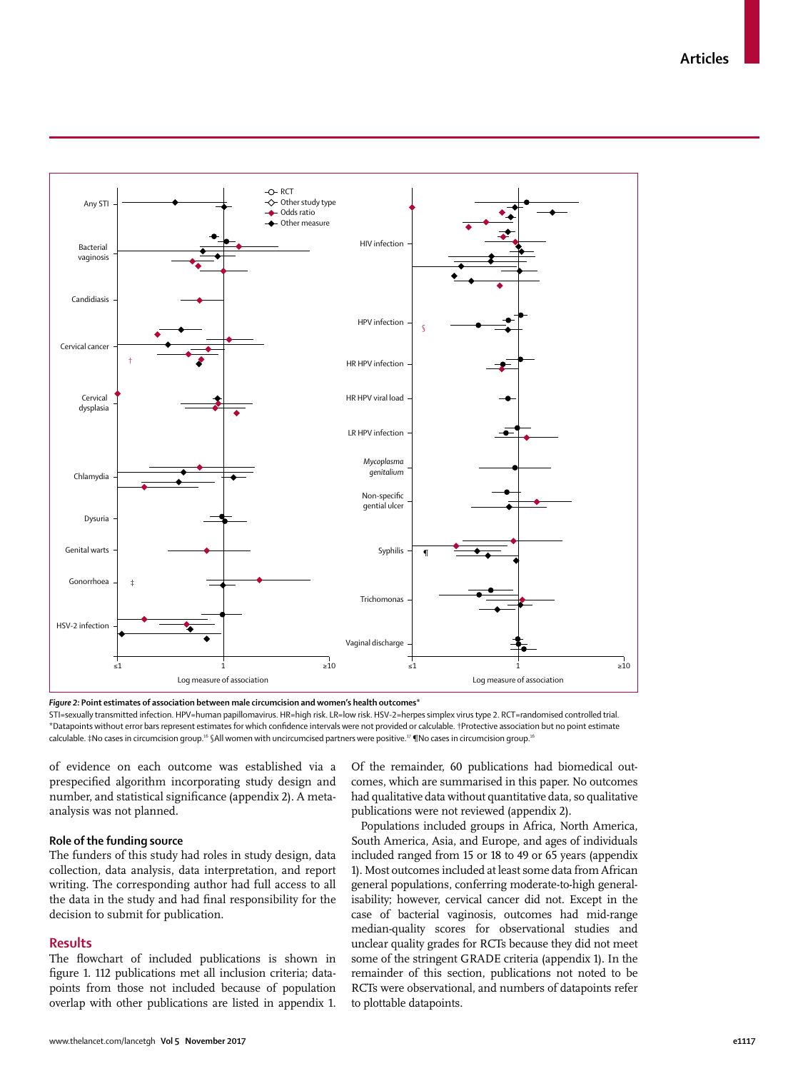*Figure 2:* **Point estimates of association between male circumcision and women's health outcomes***

STI=sexually transmitted infection. HPV=human papillomavirus. HR=high risk. LR=low risk. HSV-2=herpes simplex virus type 2. RCT=randomised controlled trial. *Datapoints without error bars represent estimates for which confidence intervals were not provided or calculable. †Protective association but no point estimate calculable. ‡No cases in circumcision group.[16] §All women with uncircumcised partners were positive.[17] ¶No cases in circumcision group.[16]

of evidence on each outcome was established via a prespecified algorithm incorporating study design and number, and statistical significance (appendix 2). A meta-analysis was not planned.

### Role of the funding source

The funders of this study had roles in study design, data collection, data analysis, data interpretation, and report writing. The corresponding author had full access to all the data in the study and had final responsibility for the decision to submit for publication.

## Results

The flowchart of included publications is shown in figure 1. 112 publications met all inclusion criteria; datapoints from those not included because of population overlap with other publications are listed in appendix 1. Of the remainder, 60 publications had biomedical outcomes, which are summarised in this paper. No outcomes had qualitative data without quantitative data, so qualitative publications were not reviewed (appendix 2).

Populations included groups in Africa, North America, South America, Asia, and Europe, and ages of individuals included ranged from 15 or 18 to 49 or 65 years (appendix 1). Most outcomes included at least some data from African general populations, conferring moderate-to-high generalisability; however, cervical cancer did not. Except in the case of bacterial vaginosis, outcomes had mid-range median-quality scores for observational studies and unclear quality grades for RCTs because they did not meet some of the stringent GRADE criteria (appendix 1). In the remainder of this section, publications not noted to be RCTs were observational, and numbers of datapoints refer to plottable datapoints.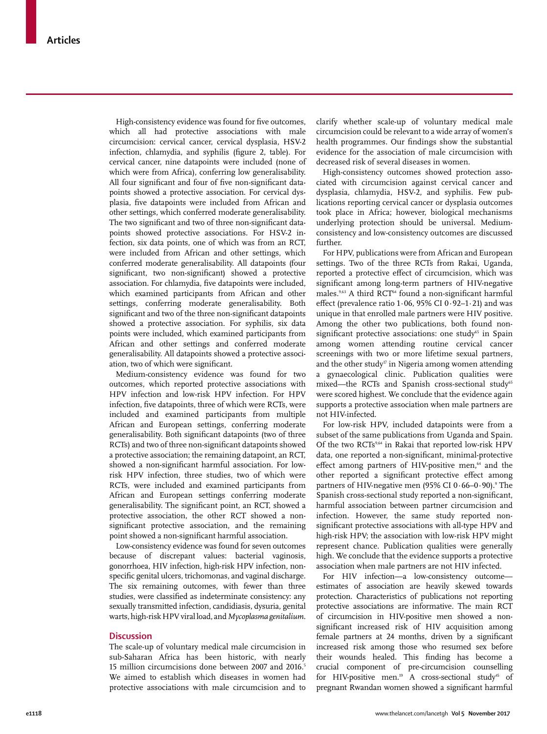High-consistency evidence was found for five outcomes, which all had protective associations with male circumcision: cervical cancer, cervical dysplasia, HSV-2 infection, chlamydia, and syphilis (figure 2, table). For cervical cancer, nine datapoints were included (none of which were from Africa), conferring low generalisability. All four significant and four of five non-significant datapoints showed a protective association. For cervical dysplasia, five datapoints were included from African and other settings, which conferred moderate generalisability. The two significant and two of three non-significant datapoints showed protective associations. For HSV-2 infection, six data points, one of which was from an RCT, were included from African and other settings, which conferred moderate generalisability. All datapoints (four significant, two non-significant) showed a protective association. For chlamydia, five datapoints were included, which examined participants from African and other settings, conferring moderate generalisability. Both significant and two of the three non-significant datapoints showed a protective association. For syphilis, six data points were included, which examined participants from African and other settings and conferred moderate generalisability. All datapoints showed a protective association, two of which were significant.

Medium-consistency evidence was found for two outcomes, which reported protective associations with HPV infection and low-risk HPV infection. For HPV infection, five datapoints, three of which were RCTs, were included and examined participants from multiple African and European settings, conferring moderate generalisability. Both significant datapoints (two of three RCTs) and two of three non-significant datapoints showed a protective association; the remaining datapoint, an RCT, showed a non-significant harmful association. For low-risk HPV infection, three studies, two of which were RCTs, were included and examined participants from African and European settings conferring moderate generalisability. The significant point, an RCT, showed a protective association, the other RCT showed a non-significant protective association, and the remaining point showed a non-significant harmful association.

Low-consistency evidence was found for seven outcomes because of discrepant values: bacterial vaginosis, gonorrhoea, HIV infection, high-risk HPV infection, non-specific genital ulcers, trichomonas, and vaginal discharge. The six remaining outcomes, with fewer than three studies, were classified as indeterminate consistency: any sexually transmitted infection, candidiasis, dysuria, genital warts, high-risk HPV viral load, and *Mycoplasma genitalium*.

## Discussion

The scale-up of voluntary medical male circumcision in sub-Saharan Africa has been historic, with nearly 15 million circumcisions done between 2007 and 2016.[5] We aimed to establish which diseases in women had protective associations with male circumcision and to clarify whether scale-up of voluntary medical male circumcision could be relevant to a wide array of women's health programmes. Our findings show the substantial evidence for the association of male circumcision with decreased risk of several diseases in women.

High-consistency outcomes showed protection associated with circumcision against cervical cancer and dysplasia, chlamydia, HSV-2, and syphilis. Few publications reporting cervical cancer or dysplasia outcomes took place in Africa; however, biological mechanisms underlying protection should be universal. Medium-consistency and low-consistency outcomes are discussed further.

For HPV, publications were from African and European settings. Two of the three RCTs from Rakai, Uganda, reported a protective effect of circumcision, which was significant among long-term partners of HIV-negative males.[9,63] A third RCT[64] found a non-significant harmful effect (prevalence ratio 1·06, 95% CI 0·92–1·21) and was unique in that enrolled male partners were HIV positive. Among the other two publications, both found non-significant protective associations: one study[65] in Spain among women attending routine cervical cancer screenings with two or more lifetime sexual partners, and the other study[17] in Nigeria among women attending a gynaecological clinic. Publication qualities were mixed—the RCTs and Spanish cross-sectional study[65] were scored highest. We conclude that the evidence again supports a protective association when male partners are not HIV-infected.

For low-risk HPV, included datapoints were from a subset of the same publications from Uganda and Spain. Of the two RCTs[9,64] in Rakai that reported low-risk HPV data, one reported a non-significant, minimal-protective effect among partners of HIV-positive men,[64] and the other reported a significant protective effect among partners of HIV-negative men (95% CI 0·66–0·90).[9] The Spanish cross-sectional study reported a non-significant, harmful association between partner circumcision and infection. However, the same study reported non-significant protective associations with all-type HPV and high-risk HPV; the association with low-risk HPV might represent chance. Publication qualities were generally high. We conclude that the evidence supports a protective association when male partners are not HIV infected.

For HIV infection—a low-consistency outcome—estimates of association are heavily skewed towards protection. Characteristics of publications not reporting protective associations are informative. The main RCT of circumcision in HIV-positive men showed a non-significant increased risk of HIV acquisition among female partners at 24 months, driven by a significant increased risk among those who resumed sex before their wounds healed. This finding has become a crucial component of pre-circumcision counselling for HIV-positive men.[19] A cross-sectional study[45] of pregnant Rwandan women showed a significant harmful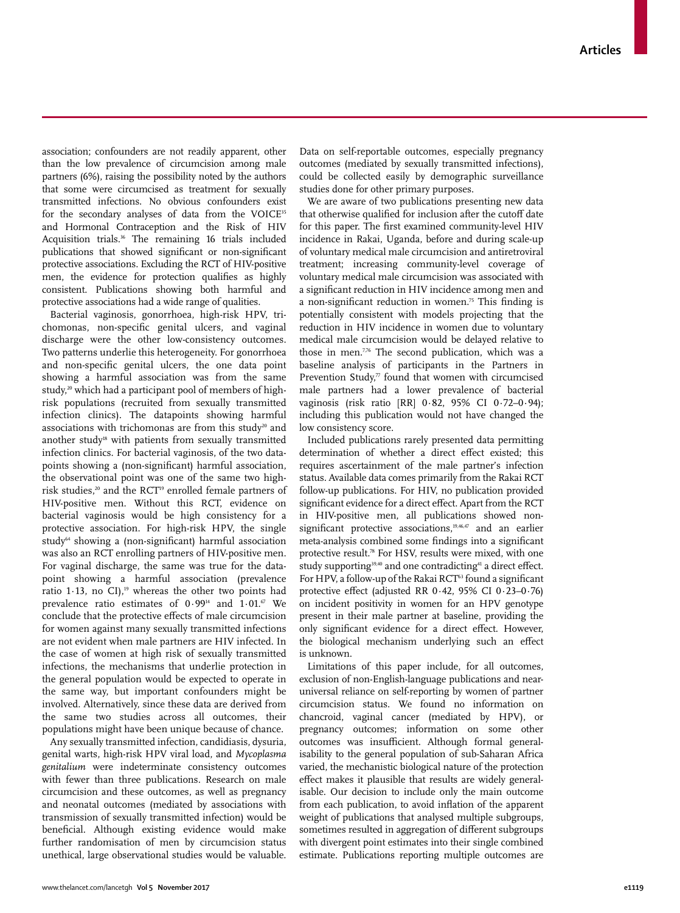association; confounders are not readily apparent, other than the low prevalence of circumcision among male partners (6%), raising the possibility noted by the authors that some were circumcised as treatment for sexually transmitted infections. No obvious confounders exist for the secondary analyses of data from the VOICE[35] and Hormonal Contraception and the Risk of HIV Acquisition trials.[36] The remaining 16 trials included publications that showed significant or non-significant protective associations. Excluding the RCT of HIV-positive men, the evidence for protection qualifies as highly consistent. Publications showing both harmful and protective associations had a wide range of qualities.

Bacterial vaginosis, gonorrhoea, high-risk HPV, trichomonas, non-specific genital ulcers, and vaginal discharge were the other low-consistency outcomes. Two patterns underlie this heterogeneity. For gonorrhoea and non-specific genital ulcers, the one data point showing a harmful association was from the same study,[20] which had a participant pool of members of high-risk populations (recruited from sexually transmitted infection clinics). The datapoints showing harmful associations with trichomonas are from this study[20] and another study[18] with patients from sexually transmitted infection clinics. For bacterial vaginosis, of the two datapoints showing a (non-significant) harmful association, the observational point was one of the same two high-risk studies,[20] and the RCT[19] enrolled female partners of HIV-positive men. Without this RCT, evidence on bacterial vaginosis would be high consistency for a protective association. For high-risk HPV, the single study[64] showing a (non-significant) harmful association was also an RCT enrolling partners of HIV-positive men. For vaginal discharge, the same was true for the datapoint showing a harmful association (prevalence ratio 1·13, no CI),[19] whereas the other two points had prevalence ratio estimates of 0·99[14] and 1·01.[67] We conclude that the protective effects of male circumcision for women against many sexually transmitted infections are not evident when male partners are HIV infected. In the case of women at high risk of sexually transmitted infections, the mechanisms that underlie protection in the general population would be expected to operate in the same way, but important confounders might be involved. Alternatively, since these data are derived from the same two studies across all outcomes, their populations might have been unique because of chance.

Any sexually transmitted infection, candidiasis, dysuria, genital warts, high-risk HPV viral load, and *Mycoplasma genitalium* were indeterminate consistency outcomes with fewer than three publications. Research on male circumcision and these outcomes, as well as pregnancy and neonatal outcomes (mediated by associations with transmission of sexually transmitted infection) would be beneficial. Although existing evidence would make further randomisation of men by circumcision status unethical, large observational studies would be valuable. Data on self-reportable outcomes, especially pregnancy outcomes (mediated by sexually transmitted infections), could be collected easily by demographic surveillance studies done for other primary purposes.

We are aware of two publications presenting new data that otherwise qualified for inclusion after the cutoff date for this paper. The first examined community-level HIV incidence in Rakai, Uganda, before and during scale-up of voluntary medical male circumcision and antiretroviral treatment; increasing community-level coverage of voluntary medical male circumcision was associated with a significant reduction in HIV incidence among men and a non-significant reduction in women.[75] This finding is potentially consistent with models projecting that the reduction in HIV incidence in women due to voluntary medical male circumcision would be delayed relative to those in men.[7,76] The second publication, which was a baseline analysis of participants in the Partners in Prevention Study,[77] found that women with circumcised male partners had a lower prevalence of bacterial vaginosis (risk ratio [RR] 0·82, 95% CI 0·72–0·94); including this publication would not have changed the low consistency score.

Included publications rarely presented data permitting determination of whether a direct effect existed; this requires ascertainment of the male partner's infection status. Available data comes primarily from the Rakai RCT follow-up publications. For HIV, no publication provided significant evidence for a direct effect. Apart from the RCT in HIV-positive men, all publications showed non-significant protective associations,[19,46,47] and an earlier meta-analysis combined some findings into a significant protective result.[78] For HSV, results were mixed, with one study supporting[39,40] and one contradicting[41] a direct effect. For HPV, a follow-up of the Rakai RCT[63] found a significant protective effect (adjusted RR 0·42, 95% CI 0·23–0·76) on incident positivity in women for an HPV genotype present in their male partner at baseline, providing the only significant evidence for a direct effect. However, the biological mechanism underlying such an effect is unknown.

Limitations of this paper include, for all outcomes, exclusion of non-English-language publications and near-universal reliance on self-reporting by women of partner circumcision status. We found no information on chancroid, vaginal cancer (mediated by HPV), or pregnancy outcomes; information on some other outcomes was insufficient. Although formal generalisability to the general population of sub-Saharan Africa varied, the mechanistic biological nature of the protection effect makes it plausible that results are widely generalisable. Our decision to include only the main outcome from each publication, to avoid inflation of the apparent weight of publications that analysed multiple subgroups, sometimes resulted in aggregation of different subgroups with divergent point estimates into their single combined estimate. Publications reporting multiple outcomes are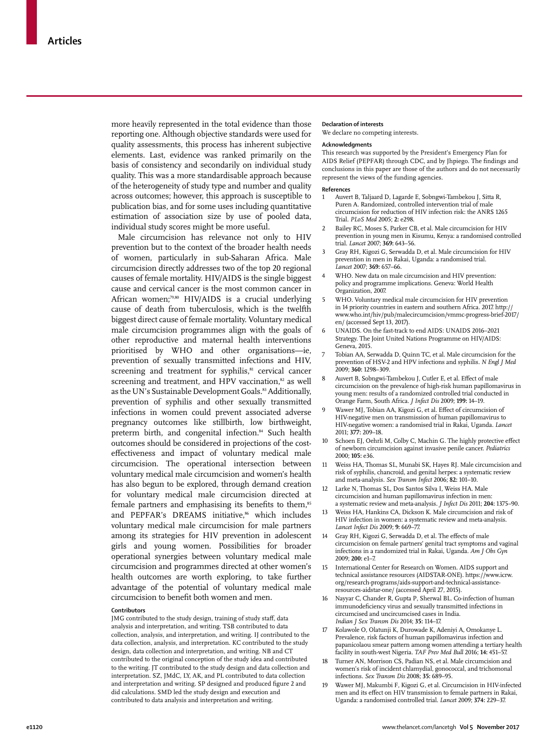more heavily represented in the total evidence than those reporting one. Although objective standards were used for quality assessments, this process has inherent subjective elements. Last, evidence was ranked primarily on the basis of consistency and secondarily on individual study quality. This was a more standardisable approach because of the heterogeneity of study type and number and quality across outcomes; however, this approach is susceptible to publication bias, and for some uses including quantitative estimation of association size by use of pooled data, individual study scores might be more useful.

Male circumcision has relevance not only to HIV prevention but to the context of the broader health needs of women, particularly in sub-Saharan Africa. Male circumcision directly addresses two of the top 20 regional causes of female mortality. HIV/AIDS is the single biggest cause and cervical cancer is the most common cancer in African women;[79,80] HIV/AIDS is a crucial underlying cause of death from tuberculosis, which is the twelfth biggest direct cause of female mortality. Voluntary medical male circumcision programmes align with the goals of other reproductive and maternal health interventions prioritised by WHO and other organisations—ie, prevention of sexually transmitted infections and HIV, screening and treatment for syphilis,[81] cervical cancer screening and treatment, and HPV vaccination,[82] as well as the UN's Sustainable Development Goals.[83] Additionally, prevention of syphilis and other sexually transmitted infections in women could prevent associated adverse pregnancy outcomes like stillbirth, low birthweight, preterm birth, and congenital infection.[84] Such health outcomes should be considered in projections of the cost-effectiveness and impact of voluntary medical male circumcision. The operational intersection between voluntary medical male circumcision and women's health has also begun to be explored, through demand creation for voluntary medical male circumcision directed at female partners and emphasising its benefits to them,[85] and PEPFAR's DREAMS initiative,[86] which includes voluntary medical male circumcision for male partners among its strategies for HIV prevention in adolescent girls and young women. Possibilities for broader operational synergies between voluntary medical male circumcision and programmes directed at other women's health outcomes are worth exploring, to take further advantage of the potential of voluntary medical male circumcision to benefit both women and men.

**Contributors**

JMG contributed to the study design, training of study staff, data analysis and interpretation, and writing. TSB contributed to data collection, analysis, and interpretation, and writing. IJ contributed to the data collection, analysis, and interpretation. KC contributed to the study design, data collection and interpretation, and writing. NB and CT contributed to the original conception of the study idea and contributed to the writing. JT contributed to the study design and data collection and interpretation. SZ, JMdC, LY, AK, and PL contributed to data collection and interpretation and writing. SP designed and produced figure 2 and did calculations. SMD led the study design and execution and contributed to data analysis and interpretation and writing.

**Declaration of interests**

We declare no competing interests.

**Acknowledgments**

This research was supported by the President's Emergency Plan for AIDS Relief (PEPFAR) through CDC, and by Jhpiego. The findings and conclusions in this paper are those of the authors and do not necessarily represent the views of the funding agencies.

**References**

1. Auvert B, Taljaard D, Lagarde E, Sobngwi-Tambekou J, Sitta R, Puren A. Randomized, controlled intervention trial of male circumcision for reduction of HIV infection risk: the ANRS 1265 Trial. *PLoS Med* 2005; **2:** e298.
2. Bailey RC, Moses S, Parker CB, et al. Male circumcision for HIV prevention in young men in Kisumu, Kenya: a randomised controlled trial. *Lancet* 2007; **369:** 643–56.
3. Gray RH, Kigozi G, Serwadda D, et al. Male circumcision for HIV prevention in men in Rakai, Uganda: a randomised trial. *Lancet* 2007; **369:** 657–66.
4. WHO. New data on male circumcision and HIV prevention: policy and programme implications. Geneva: World Health Organization, 2007.
5. WHO. Voluntary medical male circumcision for HIV prevention in 14 priority countries in eastern and southern Africa. 2017. http://www.who.int/hiv/pub/malecircumcision/vmmc-progress-brief-2017/en/ (accessed Sept 13, 2017).
6. UNAIDS. On the fast-track to end AIDS: UNAIDS 2016–2021 Strategy. The Joint United Nations Programme on HIV/AIDS: Geneva, 2015.
7. Tobian AA, Serwadda D, Quinn TC, et al. Male circumcision for the prevention of HSV-2 and HPV infections and syphilis. *N Engl J Med* 2009; **360:** 1298–309.
8. Auvert B, Sobngwi-Tambekou J, Cutler E, et al. Effect of male circumcision on the prevalence of high-risk human papillomavirus in young men: results of a randomized controlled trial conducted in Orange Farm, South Africa. *J Infect Dis* 2009; **199:** 14–19.
9. Wawer MJ, Tobian AA, Kigozi G, et al. Effect of circumcision of HIV-negative men on transmission of human papillomavirus to HIV-negative women: a randomised trial in Rakai, Uganda. *Lancet* 2011; **377:** 209–18.
10. Schoen EJ, Oehrli M, Colby C, Machin G. The highly protective effect of newborn circumcision against invasive penile cancer. *Pediatrics* 2000; **105:** e36.
11. Weiss HA, Thomas SL, Munabi SK, Hayes RJ. Male circumcision and risk of syphilis, chancroid, and genital herpes: a systematic review and meta-analysis. *Sex Transm Infect* 2006; **82:** 101–10.
12. Larke N, Thomas SL, Dos Santos Silva I, Weiss HA. Male circumcision and human papillomavirus infection in men: a systematic review and meta-analysis. *J Infect Dis* 2011; **204:** 1375–90.
13. Weiss HA, Hankins CA, Dickson K. Male circumcision and risk of HIV infection in women: a systematic review and meta-analysis. *Lancet Infect Dis* 2009; **9:** 669–77.
14. Gray RH, Kigozi G, Serwadda D, et al. The effects of male circumcision on female partners' genital tract symptoms and vaginal infections in a randomized trial in Rakai, Uganda. *Am J Obs Gyn* 2009; **200:** e1–7.
15. International Center for Research on Women. AIDS support and technical assistance resources (AIDSTAR-ONE). https://www.icrw.org/research-programs/aids-support-and-technical-assistance-resources-aidstar-one/ (accessed April 27, 2015).
16. Nayyar C, Chander R, Gupta P, Sherwal BL. Co-infection of human immunodeficiency virus and sexually transmitted infections in circumcised and uncircumcised cases in India. *Indian J Sex Transm Dis* 2014; **35:** 114–17.
17. Kolawole O, Olatunji K, Durowade K, Adeniyi A, Omokanye L. Prevalence, risk factors of human papillomavirus infection and papanicolaou smear pattern among women attending a tertiary health facility in south-west Nigeria. *TAF Prev Med Bull* 2016; **14:** 451–57.
18. Turner AN, Morrison CS, Padian NS, et al. Male circumcision and women's risk of incident chlamydial, gonococcal, and trichomonal infections. *Sex Transm Dis* 2008; **35:** 689–95.
19. Wawer MJ, Makumbi F, Kigozi G, et al. Circumcision in HIV-infected men and its effect on HIV transmission to female partners in Rakai, Uganda: a randomised controlled trial. *Lancet* 2009; **374:** 229–37.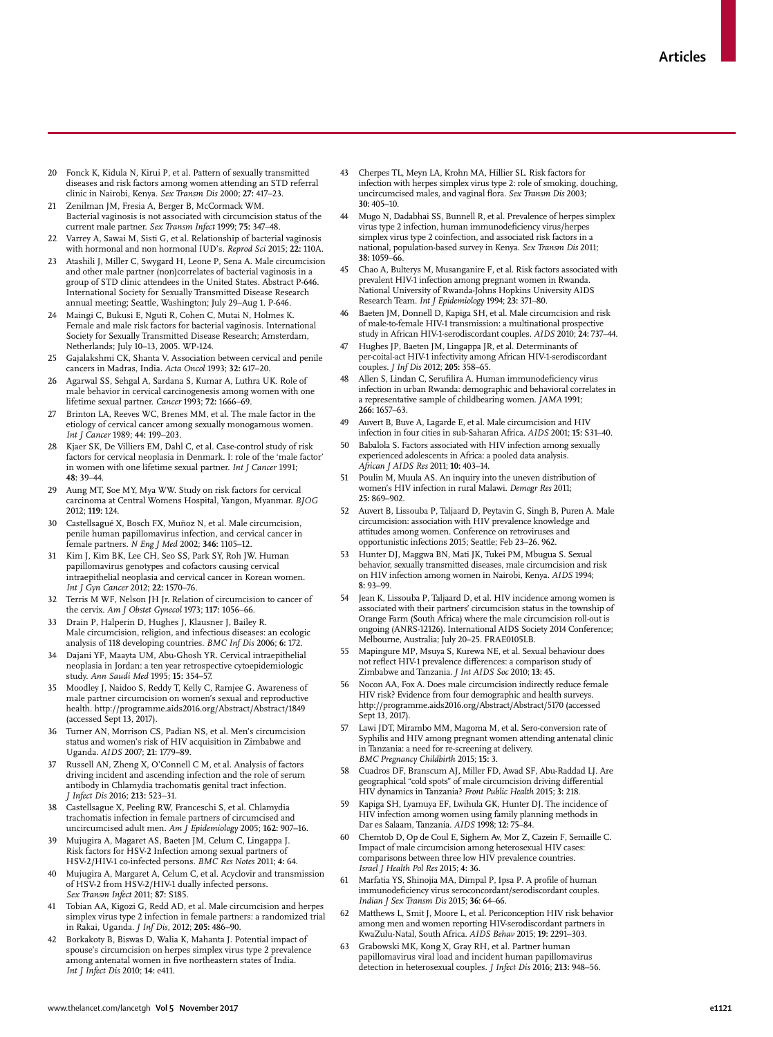20 Fonck K, Kidula N, Kirui P, et al. Pattern of sexually transmitted diseases and risk factors among women attending an STD referral clinic in Nairobi, Kenya. *Sex Transm Dis* 2000; **27:** 417–23.

21 Zenilman JM, Fresia A, Berger B, McCormack WM. Bacterial vaginosis is not associated with circumcision status of the current male partner. *Sex Transm Infect* 1999; **75:** 347–48.

22 Varrey A, Sawai M, Sisti G, et al. Relationship of bacterial vaginosis with hormonal and non hormonal IUD's. *Reprod Sci* 2015; **22:** 110A.

23 Atashili J, Miller C, Swygard H, Leone P, Sena A. Male circumcision and other male partner (non)correlates of bacterial vaginosis in a group of STD clinic attendees in the United States. Abstract P-646. International Society for Sexually Transmitted Disease Research annual meeting; Seattle, Washington; July 29–Aug 1. P-646.

24 Maingi C, Bukusi E, Nguti R, Cohen C, Mutai N, Holmes K. Female and male risk factors for bacterial vaginosis. International Society for Sexually Transmitted Disease Research; Amsterdam, Netherlands; July 10–13, 2005. WP-124.

25 Gajalakshmi CK, Shanta V. Association between cervical and penile cancers in Madras, India. *Acta Oncol* 1993; **32:** 617–20.

26 Agarwal SS, Sehgal A, Sardana S, Kumar A, Luthra UK. Role of male behavior in cervical carcinogenesis among women with one lifetime sexual partner. *Cancer* 1993; **72:** 1666–69.

27 Brinton LA, Reeves WC, Brenes MM, et al. The male factor in the etiology of cervical cancer among sexually monogamous women. *Int J Cancer* 1989; **44:** 199–203.

28 Kjaer SK, De Villiers EM, Dahl C, et al. Case-control study of risk factors for cervical neoplasia in Denmark. I: role of the 'male factor' in women with one lifetime sexual partner. *Int J Cancer* 1991; **48:** 39–44.

29 Aung MT, Soe MY, Mya WW. Study on risk factors for cervical carcinoma at Central Womens Hospital, Yangon, Myanmar. *BJOG* 2012; **119:** 124.

30 Castellsagué X, Bosch FX, Muñoz N, et al. Male circumcision, penile human papillomavirus infection, and cervical cancer in female partners. *N Eng J Med* 2002; **346:** 1105–12.

31 Kim J, Kim BK, Lee CH, Seo SS, Park SY, Roh JW. Human papillomavirus genotypes and cofactors causing cervical intraepithelial neoplasia and cervical cancer in Korean women. *Int J Gyn Cancer* 2012; **22:** 1570–76.

32 Terris M WF, Nelson JH Jr. Relation of circumcision to cancer of the cervix. *Am J Obstet Gynecol* 1973; **117:** 1056–66.

33 Drain P, Halperin D, Hughes J, Klausner J, Bailey R. Male circumcision, religion, and infectious diseases: an ecologic analysis of 118 developing countries. *BMC Inf Dis* 2006; **6:** 172.

34 Dajani YF, Maayta UM, Abu-Ghosh YR. Cervical intraepithelial neoplasia in Jordan: a ten year retrospective cytoepidemiologic study. *Ann Saudi Med* 1995; **15:** 354–57.

35 Moodley J, Naidoo S, Reddy T, Kelly C, Ramjee G. Awareness of male partner circumcision on women's sexual and reproductive health. http://programme.aids2016.org/Abstract/Abstract/1849 (accessed Sept 13, 2017).

36 Turner AN, Morrison CS, Padian NS, et al. Men's circumcision status and women's risk of HIV acquisition in Zimbabwe and Uganda. *AIDS* 2007; **21:** 1779–89.

37 Russell AN, Zheng X, O'Connell C M, et al. Analysis of factors driving incident and ascending infection and the role of serum antibody in Chlamydia trachomatis genital tract infection. *J Infect Dis* 2016; **213:** 523–31.

38 Castellsague X, Peeling RW, Franceschi S, et al. Chlamydia trachomatis infection in female partners of circumcised and uncircumcised adult men. *Am J Epidemiology* 2005; **162:** 907–16.

39 Mujugira A, Magaret AS, Baeten JM, Celum C, Lingappa J. Risk factors for HSV-2 Infection among sexual partners of HSV-2/HIV-1 co-infected persons. *BMC Res Notes* 2011; **4:** 64.

40 Mujugira A, Margaret A, Celum C, et al. Acyclovir and transmission of HSV-2 from HSV-2/HIV-1 dually infected persons. *Sex Transm Infect* 2011; **87:** S185.

41 Tobian AA, Kigozi G, Redd AD, et al. Male circumcision and herpes simplex virus type 2 infection in female partners: a randomized trial in Rakai, Uganda. *J Inf Dis*, 2012; **205:** 486–90.

42 Borkakoty B, Biswas D, Walia K, Mahanta J. Potential impact of spouse's circumcision on herpes simplex virus type 2 prevalence among antenatal women in five northeastern states of India. *Int J Infect Dis* 2010; **14:** e411.

43 Cherpes TL, Meyn LA, Krohn MA, Hillier SL. Risk factors for infection with herpes simplex virus type 2: role of smoking, douching, uncircumcised males, and vaginal flora. *Sex Transm Dis* 2003; **30:** 405–10.

44 Mugo N, Dadabhai SS, Bunnell R, et al. Prevalence of herpes simplex virus type 2 infection, human immunodeficiency virus/herpes simplex virus type 2 coinfection, and associated risk factors in a national, population-based survey in Kenya. *Sex Transm Dis* 2011; **38:** 1059–66.

45 Chao A, Bulterys M, Musanganire F, et al. Risk factors associated with prevalent HIV-1 infection among pregnant women in Rwanda. National University of Rwanda-Johns Hopkins University AIDS Research Team. *Int J Epidemiology* 1994; **23:** 371–80.

46 Baeten JM, Donnell D, Kapiga SH, et al. Male circumcision and risk of male-to-female HIV-1 transmission: a multinational prospective study in African HIV-1-serodiscordant couples. *AIDS* 2010; **24:** 737–44.

47 Hughes JP, Baeten JM, Lingappa JR, et al. Determinants of per-coital-act HIV-1 infectivity among African HIV-1-serodiscordant couples. *J Inf Dis* 2012; **205:** 358–65.

48 Allen S, Lindan C, Serufilira A. Human immunodeficiency virus infection in urban Rwanda: demographic and behavioral correlates in a representative sample of childbearing women. *JAMA* 1991; **266:** 1657–63.

49 Auvert B, Buve A, Lagarde E, et al. Male circumcision and HIV infection in four cities in sub-Saharan Africa. *AIDS* 2001; **15:** S31–40.

50 Babalola S. Factors associated with HIV infection among sexually experienced adolescents in Africa: a pooled data analysis. *African J AIDS Res* 2011; **10:** 403–14.

51 Poulin M, Muula AS. An inquiry into the uneven distribution of women's HIV infection in rural Malawi. *Demogr Res* 2011; **25:** 869–902.

52 Auvert B, Lissouba P, Taljaard D, Peytavin G, Singh B, Puren A. Male circumcision: association with HIV prevalence knowledge and attitudes among women. Conference on retroviruses and opportunistic infections 2015; Seattle; Feb 23–26. 962.

53 Hunter DJ, Maggwa BN, Mati JK, Tukei PM, Mbugua S. Sexual behavior, sexually transmitted diseases, male circumcision and risk on HIV infection among women in Nairobi, Kenya. *AIDS* 1994; **8:** 93–99.

54 Jean K, Lissouba P, Taljaard D, et al. HIV incidence among women is associated with their partners' circumcision status in the township of Orange Farm (South Africa) where the male circumcision roll-out is ongoing (ANRS-12126). International AIDS Society 2014 Conference; Melbourne, Australia; July 20–25. FRAE0105LB.

55 Mapingure MP, Msuya S, Kurewa NE, et al. Sexual behaviour does not reflect HIV-1 prevalence differences: a comparison study of Zimbabwe and Tanzania. *J Int AIDS Soc* 2010; **13:** 45.

56 Nocon AA, Fox A. Does male circumcision indirectly reduce female HIV risk? Evidence from four demographic and health surveys. http://programme.aids2016.org/Abstract/Abstract/5170 (accessed Sept 13, 2017).

57 Lawi JDT, Mirambo MM, Magoma M, et al. Sero-conversion rate of Syphilis and HIV among pregnant women attending antenatal clinic in Tanzania: a need for re-screening at delivery. *BMC Pregnancy Childbirth* 2015; **15:** 3.

58 Cuadros DF, Branscum AJ, Miller FD, Awad SF, Abu-Raddad LJ. Are geographical "cold spots" of male circumcision driving differential HIV dynamics in Tanzania? *Front Public Health* 2015; **3:** 218.

59 Kapiga SH, Lyamuya EF, Lwihula GK, Hunter DJ. The incidence of HIV infection among women using family planning methods in Dar es Salaam, Tanzania. *AIDS* 1998; **12:** 75–84.

60 Chemtob D, Op de Coul E, Sighem Av, Mor Z, Cazein F, Semaille C. Impact of male circumcision among heterosexual HIV cases: comparisons between three low HIV prevalence countries. *Israel J Health Pol Res* 2015; **4:** 36.

61 Marfatia YS, Shinojia MA, Dimpal P, Ipsa P. A profile of human immunodeficiency virus seroconcordant/serodiscordant couples. *Indian J Sex Transm Dis* 2015; **36:** 64–66.

62 Matthews L, Smit J, Moore L, et al. Periconception HIV risk behavior among men and women reporting HIV-serodiscordant partners in KwaZulu-Natal, South Africa. *AIDS Behav* 2015; **19:** 2291–303.

63 Grabowski MK, Kong X, Gray RH, et al. Partner human papillomavirus viral load and incident human papillomavirus detection in heterosexual couples. *J Infect Dis* 2016; **213:** 948–56.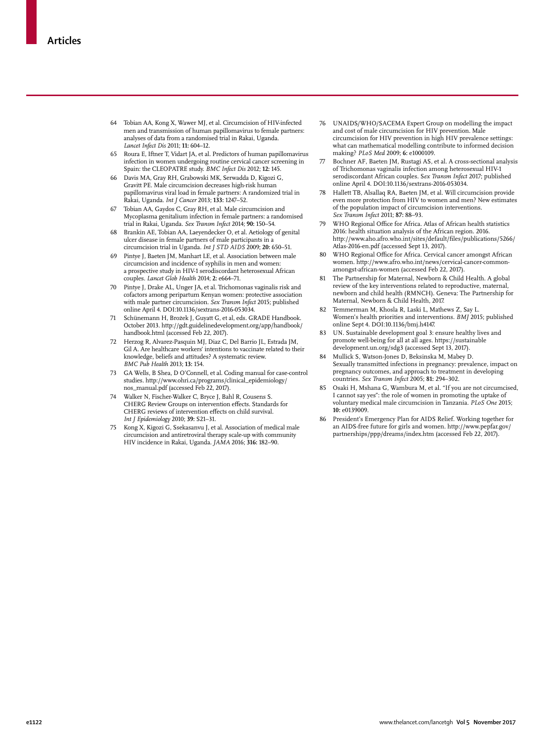64 Tobian AA, Kong X, Wawer MJ, et al. Circumcision of HIV-infected men and transmission of human papillomavirus to female partners: analyses of data from a randomised trial in Rakai, Uganda. *Lancet Infect Dis* 2011; **11:** 604–12.

65 Roura E, Iftner T, Vidart JA, et al. Predictors of human papillomavirus infection in women undergoing routine cervical cancer screening in Spain: the CLEOPATRE study. *BMC Infect Dis* 2012; **12:** 145.

66 Davis MA, Gray RH, Grabowski MK, Serwadda D, Kigozi G, Gravitt PE. Male circumcision decreases high-risk human papillomavirus viral load in female partners: A randomized trial in Rakai, Uganda. *Int J Cancer* 2013; **133:** 1247–52.

67 Tobian AA, Gaydos C, Gray RH, et al. Male circumcision and Mycoplasma genitalium infection in female partners: a randomised trial in Rakai, Uganda. *Sex Transm Infect* 2014; **90:** 150–54.

68 Brankin AE, Tobian AA, Laeyendecker O, et al. Aetiology of genital ulcer disease in female partners of male participants in a circumcision trial in Uganda. *Int J STD AIDS* 2009; **20:** 650–51.

69 Pintye J, Baeten JM, Manhart LE, et al. Association between male circumcision and incidence of syphilis in men and women: a prospective study in HIV-1 serodiscordant heterosexual African couples. *Lancet Glob Health* 2014; **2:** e664–71.

70 Pintye J, Drake AL, Unger JA, et al. Trichomonas vaginalis risk and cofactors among peripartum Kenyan women: protective association with male partner circumcision. *Sex Transm Infect* 2015; published online April 4. DOI:10.1136/sextrans-2016-053034.

71 Schünemann H, Brożek J, Guyatt G, et al, eds. GRADE Handbook. October 2013. http://gdt.guidelinedevelopment.org/app/handbook/handbook.html (accessed Feb 22, 2017).

72 Herzog R, Alvarez-Pasquin MJ, Diaz C, Del Barrio JL, Estrada JM, Gil A. Are healthcare workers' intentions to vaccinate related to their knowledge, beliefs and attitudes? A systematic review. *BMC Pub Health* 2013; **13:** 154.

73 GA Wells, B Shea, D O'Connell, et al. Coding manual for case-control studies. http://www.ohri.ca/programs/clinical_epidemiology/nos_manual.pdf (accessed Feb 22, 2017).

74 Walker N, Fischer-Walker C, Bryce J, Bahl R, Cousens S. CHERG Review Groups on intervention effects. Standards for CHERG reviews of intervention effects on child survival. *Int J Epidemiology* 2010; **39:** S21–31.

75 Kong X, Kigozi G, Ssekasanvu J, et al. Association of medical male circumcision and antiretroviral therapy scale-up with community HIV incidence in Rakai, Uganda. *JAMA* 2016; **316:** 182–90.

76 UNAIDS/WHO/SACEMA Expert Group on modelling the impact and cost of male circumcision for HIV prevention. Male circumcision for HIV prevention in high HIV prevalence settings: what can mathematical modelling contribute to informed decision making? *PLoS Med* 2009; **6:** e1000109.

77 Bochner AF, Baeten JM, Rustagi AS, et al. A cross-sectional analysis of Trichomonas vaginalis infection among heterosexual HIV-1 serodiscordant African couples. *Sex Transm Infect* 2017; published online April 4. DOI:10.1136/sextrans-2016-053034.

78 Hallett TB, Alsallaq RA, Baeten JM, et al. Will circumcision provide even more protection from HIV to women and men? New estimates of the population impact of circumcision interventions. *Sex Transm Infect* 2011; **87:** 88–93.

79 WHO Regional Office for Africa. Atlas of African health statistics 2016: health situation analysis of the African region. 2016. http://www.aho.afro.who.int/sites/default/files/publications/5266/Atlas-2016-en.pdf (accessed Sept 13, 2017).

80 WHO Regional Office for Africa. Cervical cancer amongst African women. http://www.afro.who.int/news/cervical-cancer-common-amongst-african-women (accessed Feb 22, 2017).

81 The Partnership for Maternal, Newborn & Child Health. A global review of the key interventions related to reproductive, maternal, newborn and child health (RMNCH). Geneva: The Partnership for Maternal, Newborn & Child Health, 2017.

82 Temmerman M, Khosla R, Laski L, Mathews Z, Say L. Women's health priorities and interventions. *BMJ* 2015; published online Sept 4. DOI:10.1136/bmj.h4147.

83 UN. Sustainable development goal 3: ensure healthy lives and promote well-being for all at all ages. https://sustainable development.un.org/sdg3 (accessed Sept 13, 2017).

84 Mullick S, Watson-Jones D, Beksinska M, Mabey D. Sexually transmitted infections in pregnancy: prevalence, impact on pregnancy outcomes, and approach to treatment in developing countries. *Sex Transm Infect* 2005; **81:** 294–302.

85 Osaki H, Mshana G, Wambura M, et al. "If you are not circumcised, I cannot say yes": the role of women in promoting the uptake of voluntary medical male circumcision in Tanzania. *PLoS One* 2015; **10:** e0139009.

86 President's Emergency Plan for AIDS Relief. Working together for an AIDS-free future for girls and women. http://www.pepfar.gov/partnerships/ppp/dreams/index.htm (accessed Feb 22, 2017).